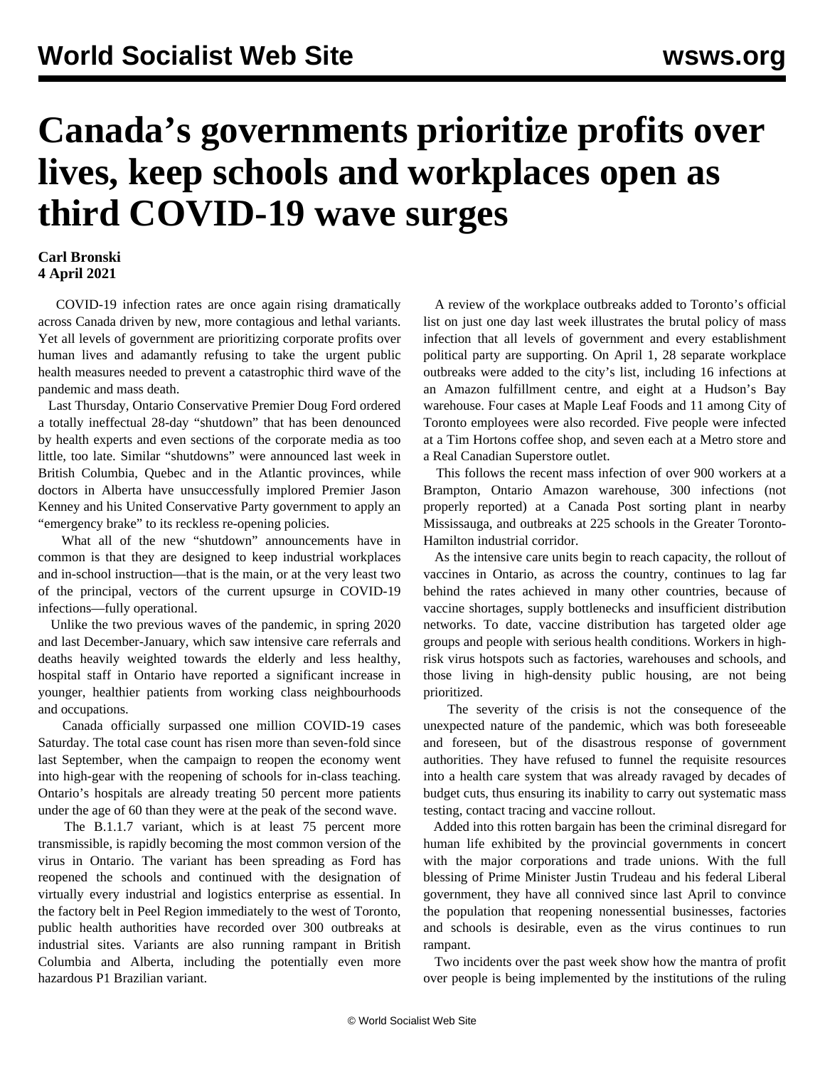# Canada’s governments prioritize profits over lives, keep schools and workplaces open as third COVID-19 wave surges

**Carl Bronski**
**4 April 2021**

COVID-19 infection rates are once again rising dramatically across Canada driven by new, more contagious and lethal variants. Yet all levels of government are prioritizing corporate profits over human lives and adamantly refusing to take the urgent public health measures needed to prevent a catastrophic third wave of the pandemic and mass death.

Last Thursday, Ontario Conservative Premier Doug Ford ordered a totally ineffectual 28-day “shutdown” that has been denounced by health experts and even sections of the corporate media as too little, too late. Similar “shutdowns” were announced last week in British Columbia, Quebec and in the Atlantic provinces, while doctors in Alberta have unsuccessfully implored Premier Jason Kenney and his United Conservative Party government to apply an “emergency brake” to its reckless re-opening policies.

What all of the new “shutdown” announcements have in common is that they are designed to keep industrial workplaces and in-school instruction—that is the main, or at the very least two of the principal, vectors of the current upsurge in COVID-19 infections—fully operational.

Unlike the two previous waves of the pandemic, in spring 2020 and last December-January, which saw intensive care referrals and deaths heavily weighted towards the elderly and less healthy, hospital staff in Ontario have reported a significant increase in younger, healthier patients from working class neighbourhoods and occupations.

Canada officially surpassed one million COVID-19 cases Saturday. The total case count has risen more than seven-fold since last September, when the campaign to reopen the economy went into high-gear with the reopening of schools for in-class teaching. Ontario’s hospitals are already treating 50 percent more patients under the age of 60 than they were at the peak of the second wave.

The B.1.1.7 variant, which is at least 75 percent more transmissible, is rapidly becoming the most common version of the virus in Ontario. The variant has been spreading as Ford has reopened the schools and continued with the designation of virtually every industrial and logistics enterprise as essential. In the factory belt in Peel Region immediately to the west of Toronto, public health authorities have recorded over 300 outbreaks at industrial sites. Variants are also running rampant in British Columbia and Alberta, including the potentially even more hazardous P1 Brazilian variant.

A review of the workplace outbreaks added to Toronto’s official list on just one day last week illustrates the brutal policy of mass infection that all levels of government and every establishment political party are supporting. On April 1, 28 separate workplace outbreaks were added to the city’s list, including 16 infections at an Amazon fulfillment centre, and eight at a Hudson’s Bay warehouse. Four cases at Maple Leaf Foods and 11 among City of Toronto employees were also recorded. Five people were infected at a Tim Hortons coffee shop, and seven each at a Metro store and a Real Canadian Superstore outlet.

This follows the recent mass infection of over 900 workers at a Brampton, Ontario Amazon warehouse, 300 infections (not properly reported) at a Canada Post sorting plant in nearby Mississauga, and outbreaks at 225 schools in the Greater Toronto-Hamilton industrial corridor.

As the intensive care units begin to reach capacity, the rollout of vaccines in Ontario, as across the country, continues to lag far behind the rates achieved in many other countries, because of vaccine shortages, supply bottlenecks and insufficient distribution networks. To date, vaccine distribution has targeted older age groups and people with serious health conditions. Workers in high-risk virus hotspots such as factories, warehouses and schools, and those living in high-density public housing, are not being prioritized.

The severity of the crisis is not the consequence of the unexpected nature of the pandemic, which was both foreseeable and foreseen, but of the disastrous response of government authorities. They have refused to funnel the requisite resources into a health care system that was already ravaged by decades of budget cuts, thus ensuring its inability to carry out systematic mass testing, contact tracing and vaccine rollout.

Added into this rotten bargain has been the criminal disregard for human life exhibited by the provincial governments in concert with the major corporations and trade unions. With the full blessing of Prime Minister Justin Trudeau and his federal Liberal government, they have all connived since last April to convince the population that reopening nonessential businesses, factories and schools is desirable, even as the virus continues to run rampant.

Two incidents over the past week show how the mantra of profit over people is being implemented by the institutions of the ruling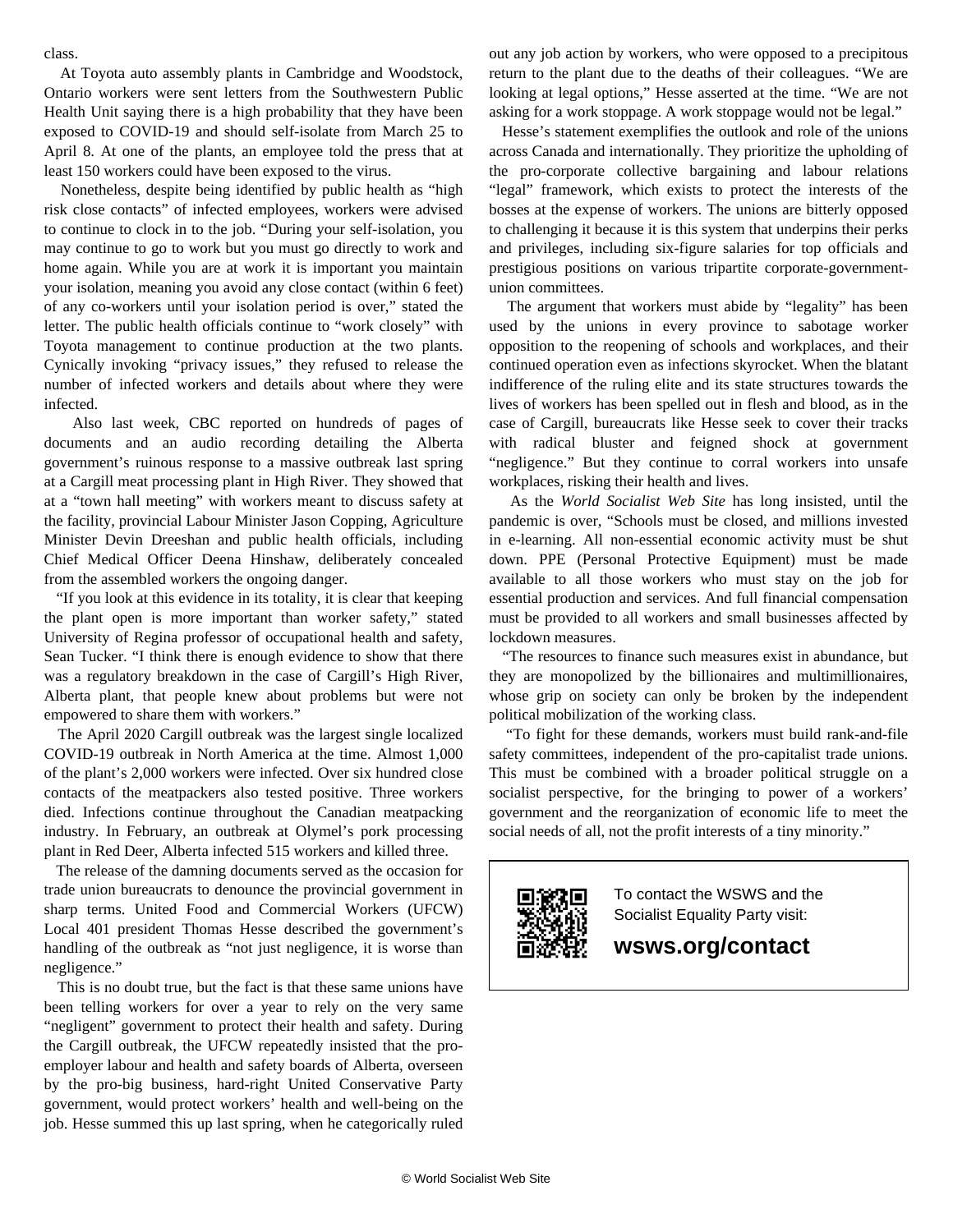class.

At Toyota auto assembly plants in Cambridge and Woodstock, Ontario workers were sent letters from the Southwestern Public Health Unit saying there is a high probability that they have been exposed to COVID-19 and should self-isolate from March 25 to April 8. At one of the plants, an employee told the press that at least 150 workers could have been exposed to the virus.

Nonetheless, despite being identified by public health as "high risk close contacts" of infected employees, workers were advised to continue to clock in to the job. "During your self-isolation, you may continue to go to work but you must go directly to work and home again. While you are at work it is important you maintain your isolation, meaning you avoid any close contact (within 6 feet) of any co-workers until your isolation period is over," stated the letter. The public health officials continue to "work closely" with Toyota management to continue production at the two plants. Cynically invoking "privacy issues," they refused to release the number of infected workers and details about where they were infected.

Also last week, CBC reported on hundreds of pages of documents and an audio recording detailing the Alberta government's ruinous response to a massive outbreak last spring at a Cargill meat processing plant in High River. They showed that at a "town hall meeting" with workers meant to discuss safety at the facility, provincial Labour Minister Jason Copping, Agriculture Minister Devin Dreeshan and public health officials, including Chief Medical Officer Deena Hinshaw, deliberately concealed from the assembled workers the ongoing danger.

"If you look at this evidence in its totality, it is clear that keeping the plant open is more important than worker safety," stated University of Regina professor of occupational health and safety, Sean Tucker. "I think there is enough evidence to show that there was a regulatory breakdown in the case of Cargill's High River, Alberta plant, that people knew about problems but were not empowered to share them with workers."

The April 2020 Cargill outbreak was the largest single localized COVID-19 outbreak in North America at the time. Almost 1,000 of the plant's 2,000 workers were infected. Over six hundred close contacts of the meatpackers also tested positive. Three workers died. Infections continue throughout the Canadian meatpacking industry. In February, an outbreak at Olymel's pork processing plant in Red Deer, Alberta infected 515 workers and killed three.

The release of the damning documents served as the occasion for trade union bureaucrats to denounce the provincial government in sharp terms. United Food and Commercial Workers (UFCW) Local 401 president Thomas Hesse described the government's handling of the outbreak as "not just negligence, it is worse than negligence."

This is no doubt true, but the fact is that these same unions have been telling workers for over a year to rely on the very same "negligent" government to protect their health and safety. During the Cargill outbreak, the UFCW repeatedly insisted that the pro-employer labour and health and safety boards of Alberta, overseen by the pro-big business, hard-right United Conservative Party government, would protect workers' health and well-being on the job. Hesse summed this up last spring, when he categorically ruled out any job action by workers, who were opposed to a precipitous return to the plant due to the deaths of their colleagues. "We are looking at legal options," Hesse asserted at the time. "We are not asking for a work stoppage. A work stoppage would not be legal."

Hesse's statement exemplifies the outlook and role of the unions across Canada and internationally. They prioritize the upholding of the pro-corporate collective bargaining and labour relations "legal" framework, which exists to protect the interests of the bosses at the expense of workers. The unions are bitterly opposed to challenging it because it is this system that underpins their perks and privileges, including six-figure salaries for top officials and prestigious positions on various tripartite corporate-government-union committees.

The argument that workers must abide by "legality" has been used by the unions in every province to sabotage worker opposition to the reopening of schools and workplaces, and their continued operation even as infections skyrocket. When the blatant indifference of the ruling elite and its state structures towards the lives of workers has been spelled out in flesh and blood, as in the case of Cargill, bureaucrats like Hesse seek to cover their tracks with radical bluster and feigned shock at government "negligence." But they continue to corral workers into unsafe workplaces, risking their health and lives.

As the *World Socialist Web Site* has long insisted, until the pandemic is over, "Schools must be closed, and millions invested in e-learning. All non-essential economic activity must be shut down. PPE (Personal Protective Equipment) must be made available to all those workers who must stay on the job for essential production and services. And full financial compensation must be provided to all workers and small businesses affected by lockdown measures.

"The resources to finance such measures exist in abundance, but they are monopolized by the billionaires and multimillionaires, whose grip on society can only be broken by the independent political mobilization of the working class.

"To fight for these demands, workers must build rank-and-file safety committees, independent of the pro-capitalist trade unions. This must be combined with a broader political struggle on a socialist perspective, for the bringing to power of a workers' government and the reorganization of economic life to meet the social needs of all, not the profit interests of a tiny minority."

To contact the WSWS and the Socialist Equality Party visit:

**wsws.org/contact**